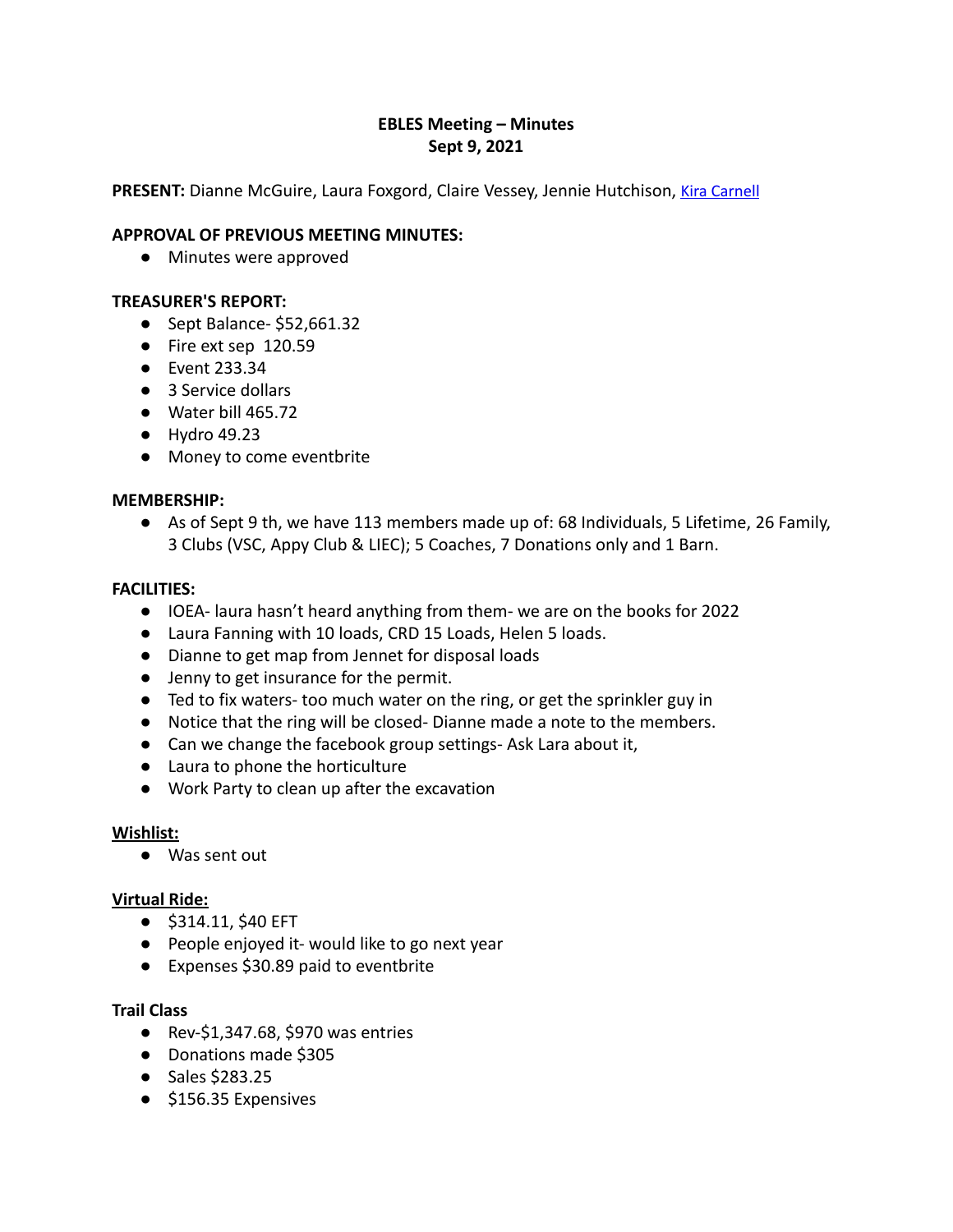**EBLES Meeting – Minutes**
**Sept 9, 2021**

**PRESENT:** Dianne McGuire, Laura Foxgord, Claire Vessey, Jennie Hutchison, Kira Carnell

**APPROVAL OF PREVIOUS MEETING MINUTES:**

- Minutes were approved

**TREASURER'S REPORT:**

- Sept Balance- $52,661.32
- Fire ext sep 120.59
- Event 233.34
- 3 Service dollars
- Water bill 465.72
- Hydro 49.23
- Money to come eventbrite

**MEMBERSHIP:**

- As of Sept 9 th, we have 113 members made up of: 68 Individuals, 5 Lifetime, 26 Family, 3 Clubs (VSC, Appy Club & LIEC); 5 Coaches, 7 Donations only and 1 Barn.

**FACILITIES:**

- IOEA- laura hasn't heard anything from them- we are on the books for 2022
- Laura Fanning with 10 loads, CRD 15 Loads, Helen 5 loads.
- Dianne to get map from Jennet for disposal loads
- Jenny to get insurance for the permit.
- Ted to fix waters- too much water on the ring, or get the sprinkler guy in
- Notice that the ring will be closed- Dianne made a note to the members.
- Can we change the facebook group settings- Ask Lara about it,
- Laura to phone the horticulture
- Work Party to clean up after the excavation

**Wishlist:**

- Was sent out

**Virtual Ride:**

- $314.11, $40 EFT
- People enjoyed it- would like to go next year
- Expenses $30.89 paid to eventbrite

**Trail Class**

- Rev-$1,347.68, $970 was entries
- Donations made $305
- Sales $283.25
- $156.35 Expensives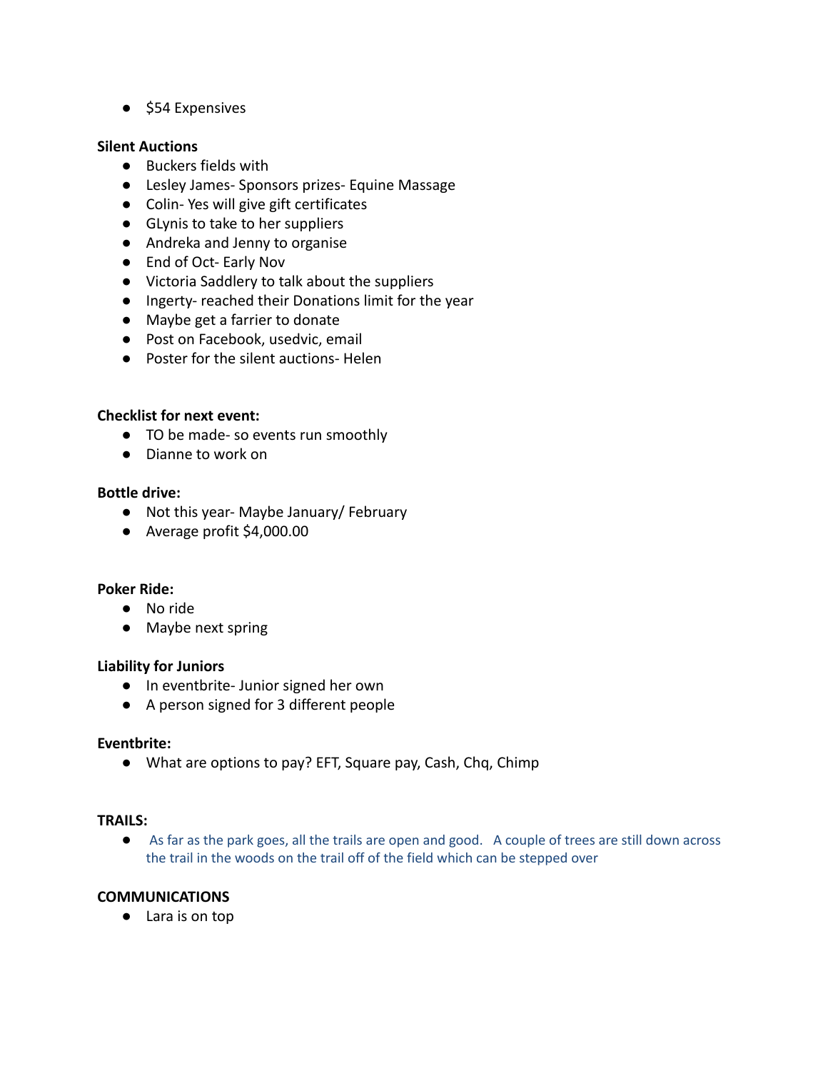- $54 Expensives

**Silent Auctions**

- Buckers fields with
- Lesley James- Sponsors prizes- Equine Massage
- Colin- Yes will give gift certificates
- GLynis to take to her suppliers
- Andreka and Jenny to organise
- End of Oct- Early Nov
- Victoria Saddlery to talk about the suppliers
- Ingerty- reached their Donations limit for the year
- Maybe get a farrier to donate
- Post on Facebook, usedvic, email
- Poster for the silent auctions- Helen

**Checklist for next event:**

- TO be made- so events run smoothly
- Dianne to work on

**Bottle drive:**

- Not this year- Maybe January/ February
- Average profit $4,000.00

**Poker Ride:**

- No ride
- Maybe next spring

**Liability for Juniors**

- In eventbrite- Junior signed her own
- A person signed for 3 different people

**Eventbrite:**

- What are options to pay? EFT, Square pay, Cash, Chq, Chimp

**TRAILS:**

- As far as the park goes, all the trails are open and good. A couple of trees are still down across the trail in the woods on the trail off of the field which can be stepped over

**COMMUNICATIONS**

- Lara is on top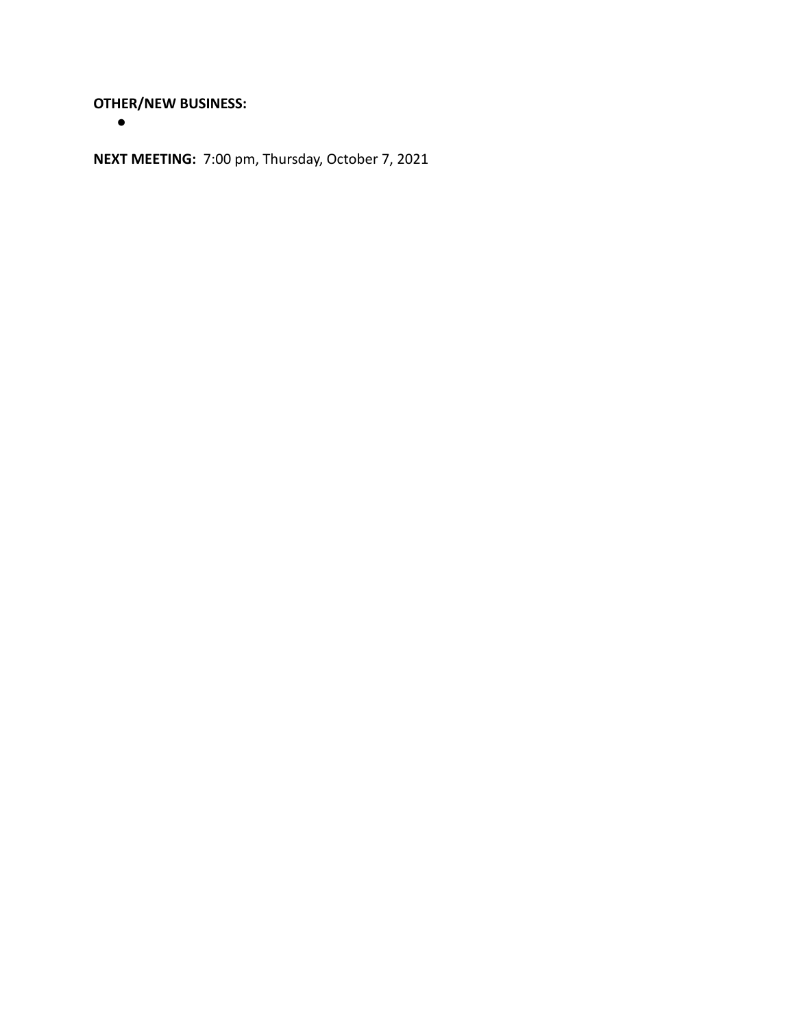**OTHER/NEW BUSINESS:**

- 

**NEXT MEETING:** 7:00 pm, Thursday, October 7, 2021